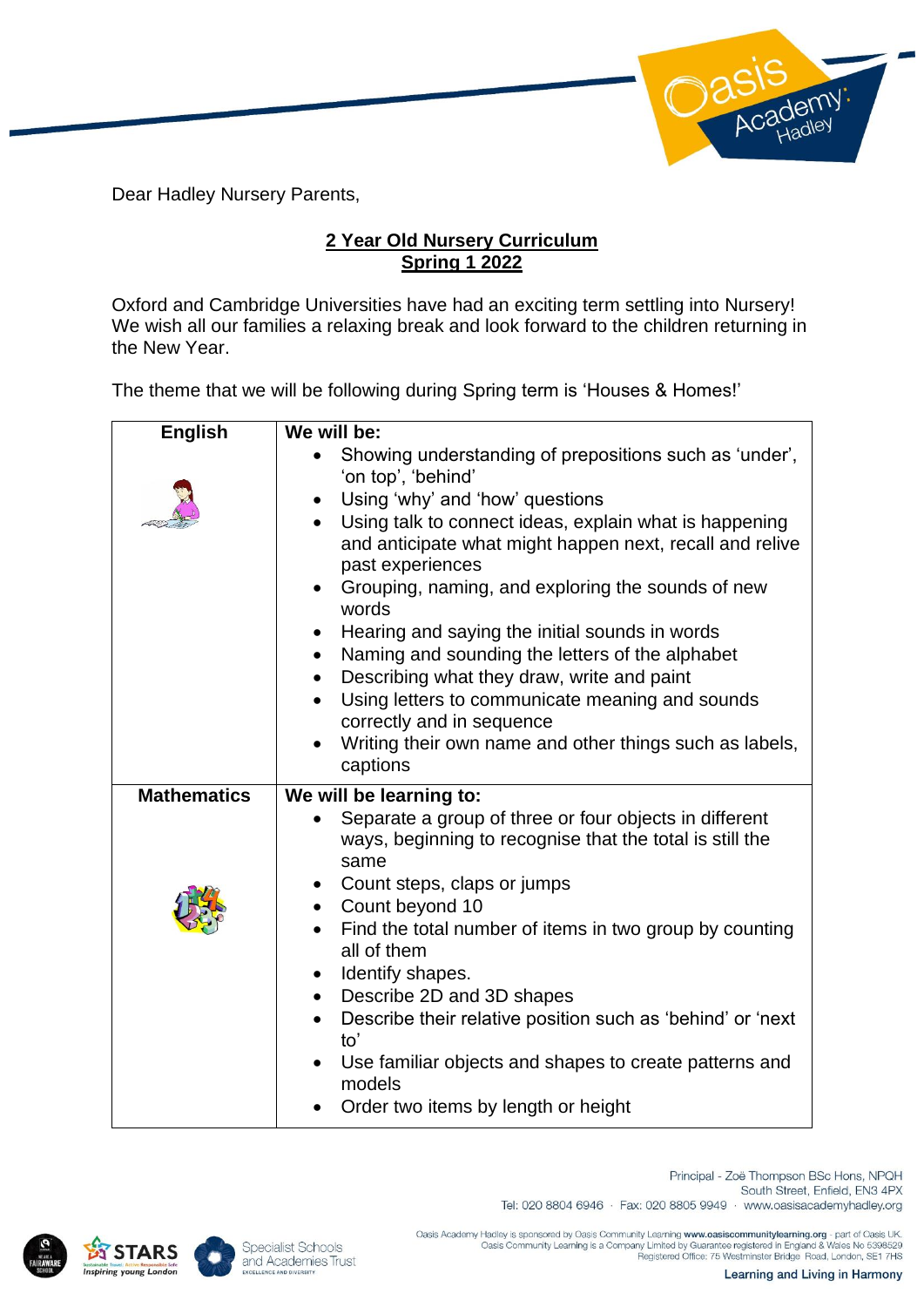Dear Hadley Nursery Parents,

## 2 Year Old Nursery Curriculum
## Spring 1 2022

Oxford and Cambridge Universities have had an exciting term settling into Nursery! We wish all our families a relaxing break and look forward to the children returning in the New Year.

The theme that we will be following during Spring term is 'Houses & Homes!'

| | |
|---|---|
| **English** | **We will be:**<br>• Showing understanding of prepositions such as 'under', 'on top', 'behind'<br>• Using 'why' and 'how' questions<br>• Using talk to connect ideas, explain what is happening and anticipate what might happen next, recall and relive past experiences<br>• Grouping, naming, and exploring the sounds of new words<br>• Hearing and saying the initial sounds in words<br>• Naming and sounding the letters of the alphabet<br>• Describing what they draw, write and paint<br>• Using letters to communicate meaning and sounds correctly and in sequence<br>• Writing their own name and other things such as labels, captions |
| **Mathematics** | **We will be learning to:**<br>• Separate a group of three or four objects in different ways, beginning to recognise that the total is still the same<br>• Count steps, claps or jumps<br>• Count beyond 10<br>• Find the total number of items in two group by counting all of them<br>• Identify shapes.<br>• Describe 2D and 3D shapes<br>• Describe their relative position such as 'behind' or 'next to'<br>• Use familiar objects and shapes to create patterns and models<br>• Order two items by length or height |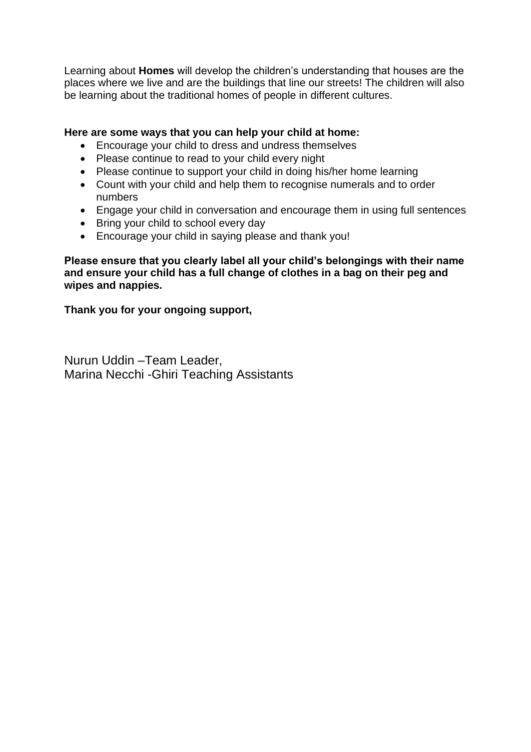Learning about **Homes** will develop the children's understanding that houses are the places where we live and are the buildings that line our streets! The children will also be learning about the traditional homes of people in different cultures.

**Here are some ways that you can help your child at home:**

- Encourage your child to dress and undress themselves
- Please continue to read to your child every night
- Please continue to support your child in doing his/her home learning
- Count with your child and help them to recognise numerals and to order numbers
- Engage your child in conversation and encourage them in using full sentences
- Bring your child to school every day
- Encourage your child in saying please and thank you!

**Please ensure that you clearly label all your child's belongings with their name and ensure your child has a full change of clothes in a bag on their peg and wipes and nappies.**

**Thank you for your ongoing support,**

Nurun Uddin –Team Leader,
Marina Necchi -Ghiri Teaching Assistants